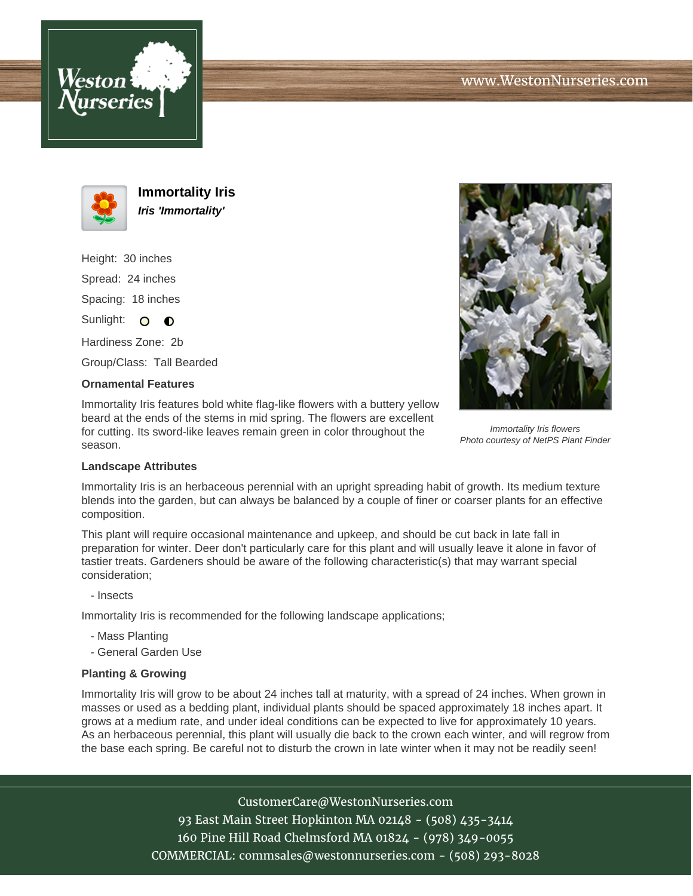# Immortality Iris

***Iris 'Immortality'***

Height: 30 inches

Spread: 24 inches

Spacing: 18 inches

Sunlight: ○ ◐

Hardiness Zone: 2b

Group/Class: Tall Bearded

### Ornamental Features

Immortality Iris features bold white flag-like flowers with a buttery yellow beard at the ends of the stems in mid spring. The flowers are excellent for cutting. Its sword-like leaves remain green in color throughout the season.

*Immortality Iris flowers*
*Photo courtesy of NetPS Plant Finder*

### Landscape Attributes

Immortality Iris is an herbaceous perennial with an upright spreading habit of growth. Its medium texture blends into the garden, but can always be balanced by a couple of finer or coarser plants for an effective composition.

This plant will require occasional maintenance and upkeep, and should be cut back in late fall in preparation for winter. Deer don't particularly care for this plant and will usually leave it alone in favor of tastier treats. Gardeners should be aware of the following characteristic(s) that may warrant special consideration;

- Insects

Immortality Iris is recommended for the following landscape applications;

- Mass Planting
- General Garden Use

### Planting & Growing

Immortality Iris will grow to be about 24 inches tall at maturity, with a spread of 24 inches. When grown in masses or used as a bedding plant, individual plants should be spaced approximately 18 inches apart. It grows at a medium rate, and under ideal conditions can be expected to live for approximately 10 years. As an herbaceous perennial, this plant will usually die back to the crown each winter, and will regrow from the base each spring. Be careful not to disturb the crown in late winter when it may not be readily seen!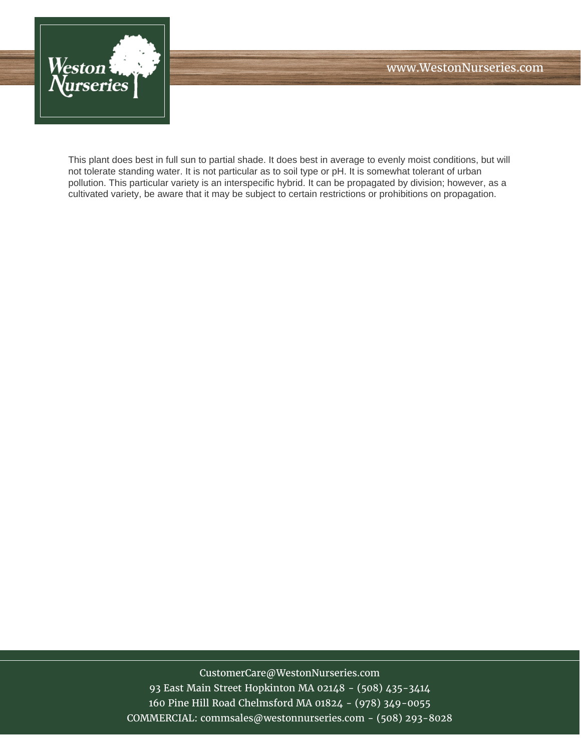This plant does best in full sun to partial shade. It does best in average to evenly moist conditions, but will not tolerate standing water. It is not particular as to soil type or pH. It is somewhat tolerant of urban pollution. This particular variety is an interspecific hybrid. It can be propagated by division; however, as a cultivated variety, be aware that it may be subject to certain restrictions or prohibitions on propagation.